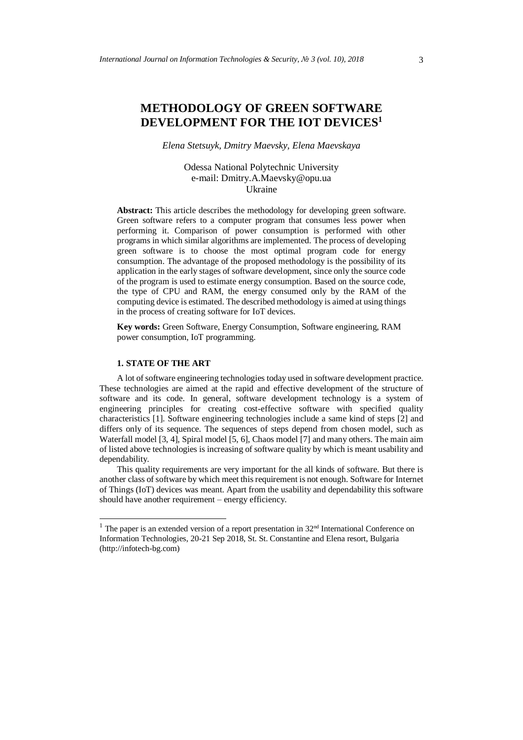# METHODOLOGY OF GREEN SOFTWARE DEVELOPMENT FOR THE IOT DEVICES[1]

*Elena Stetsuyk, Dmitry Maevsky, Elena Maevskaya*

Odessa National Polytechnic University
e-mail: Dmitry.A.Maevsky@opu.ua
Ukraine

**Abstract:** This article describes the methodology for developing green software. Green software refers to a computer program that consumes less power when performing it. Comparison of power consumption is performed with other programs in which similar algorithms are implemented. The process of developing green software is to choose the most optimal program code for energy consumption. The advantage of the proposed methodology is the possibility of its application in the early stages of software development, since only the source code of the program is used to estimate energy consumption. Based on the source code, the type of CPU and RAM, the energy consumed only by the RAM of the computing device is estimated. The described methodology is aimed at using things in the process of creating software for IoT devices.

**Key words:** Green Software, Energy Consumption, Software engineering, RAM power consumption, IoT programming.

## 1. STATE OF THE ART

A lot of software engineering technologies today used in software development practice. These technologies are aimed at the rapid and effective development of the structure of software and its code. In general, software development technology is a system of engineering principles for creating cost-effective software with specified quality characteristics [1]. Software engineering technologies include a same kind of steps [2] and differs only of its sequence. The sequences of steps depend from chosen model, such as Waterfall model [3, 4], Spiral model [5, 6], Chaos model [7] and many others. The main aim of listed above technologies is increasing of software quality by which is meant usability and dependability.

This quality requirements are very important for the all kinds of software. But there is another class of software by which meet this requirement is not enough. Software for Internet of Things (IoT) devices was meant. Apart from the usability and dependability this software should have another requirement – energy efficiency.

---

[1] The paper is an extended version of a report presentation in 32nd International Conference on Information Technologies, 20-21 Sep 2018, St. St. Constantine and Elena resort, Bulgaria (http://infotech-bg.com)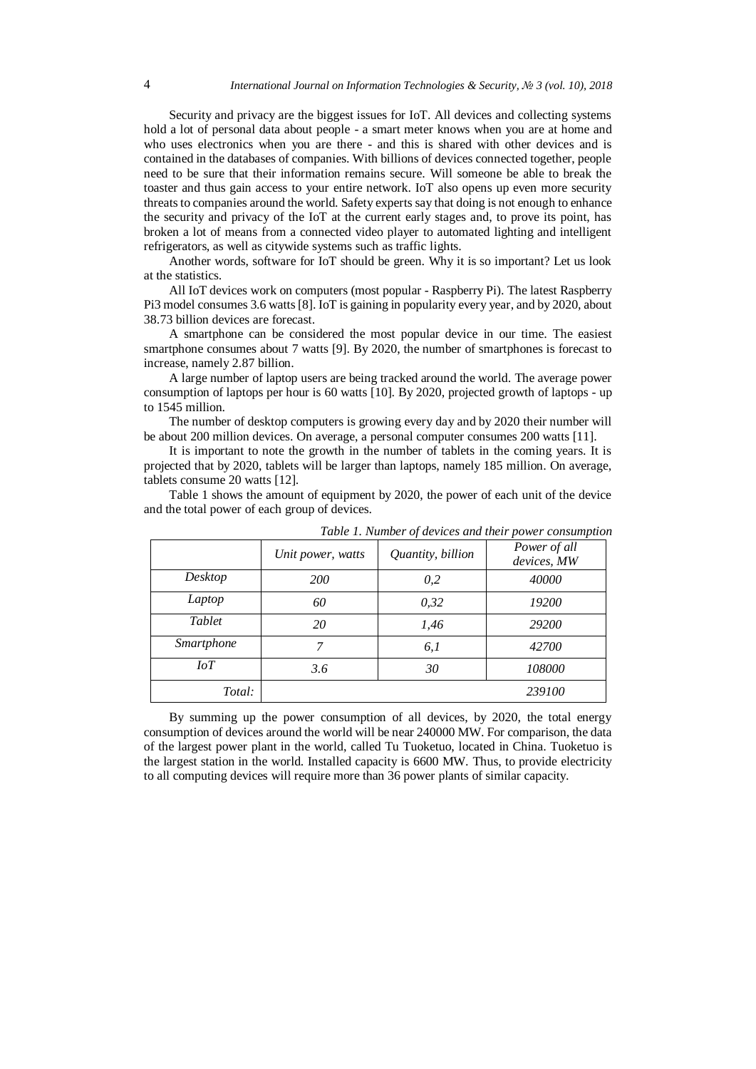Security and privacy are the biggest issues for IoT. All devices and collecting systems hold a lot of personal data about people - a smart meter knows when you are at home and who uses electronics when you are there - and this is shared with other devices and is contained in the databases of companies. With billions of devices connected together, people need to be sure that their information remains secure. Will someone be able to break the toaster and thus gain access to your entire network. IoT also opens up even more security threats to companies around the world. Safety experts say that doing is not enough to enhance the security and privacy of the IoT at the current early stages and, to prove its point, has broken a lot of means from a connected video player to automated lighting and intelligent refrigerators, as well as citywide systems such as traffic lights.

Another words, software for IoT should be green. Why it is so important? Let us look at the statistics.

All IoT devices work on computers (most popular - Raspberry Pi). The latest Raspberry Pi3 model consumes 3.6 watts [8]. IoT is gaining in popularity every year, and by 2020, about 38.73 billion devices are forecast.

A smartphone can be considered the most popular device in our time. The easiest smartphone consumes about 7 watts [9]. By 2020, the number of smartphones is forecast to increase, namely 2.87 billion.

A large number of laptop users are being tracked around the world. The average power consumption of laptops per hour is 60 watts [10]. By 2020, projected growth of laptops - up to 1545 million.

The number of desktop computers is growing every day and by 2020 their number will be about 200 million devices. On average, a personal computer consumes 200 watts [11].

It is important to note the growth in the number of tablets in the coming years. It is projected that by 2020, tablets will be larger than laptops, namely 185 million. On average, tablets consume 20 watts [12].

Table 1 shows the amount of equipment by 2020, the power of each unit of the device and the total power of each group of devices.

*Table 1. Number of devices and their power consumption*

| | *Unit power, watts* | *Quantity, billion* | *Power of all devices, MW* |
|---|---|---|---|
| *Desktop* | *200* | *0,2* | *40000* |
| *Laptop* | *60* | *0,32* | *19200* |
| *Tablet* | *20* | *1,46* | *29200* |
| *Smartphone* | *7* | *6,1* | *42700* |
| *IoT* | *3.6* | *30* | *108000* |
| *Total:* | | | *239100* |

By summing up the power consumption of all devices, by 2020, the total energy consumption of devices around the world will be near 240000 MW. For comparison, the data of the largest power plant in the world, called Tu Tuoketuo, located in China. Tuoketuo is the largest station in the world. Installed capacity is 6600 MW. Thus, to provide electricity to all computing devices will require more than 36 power plants of similar capacity.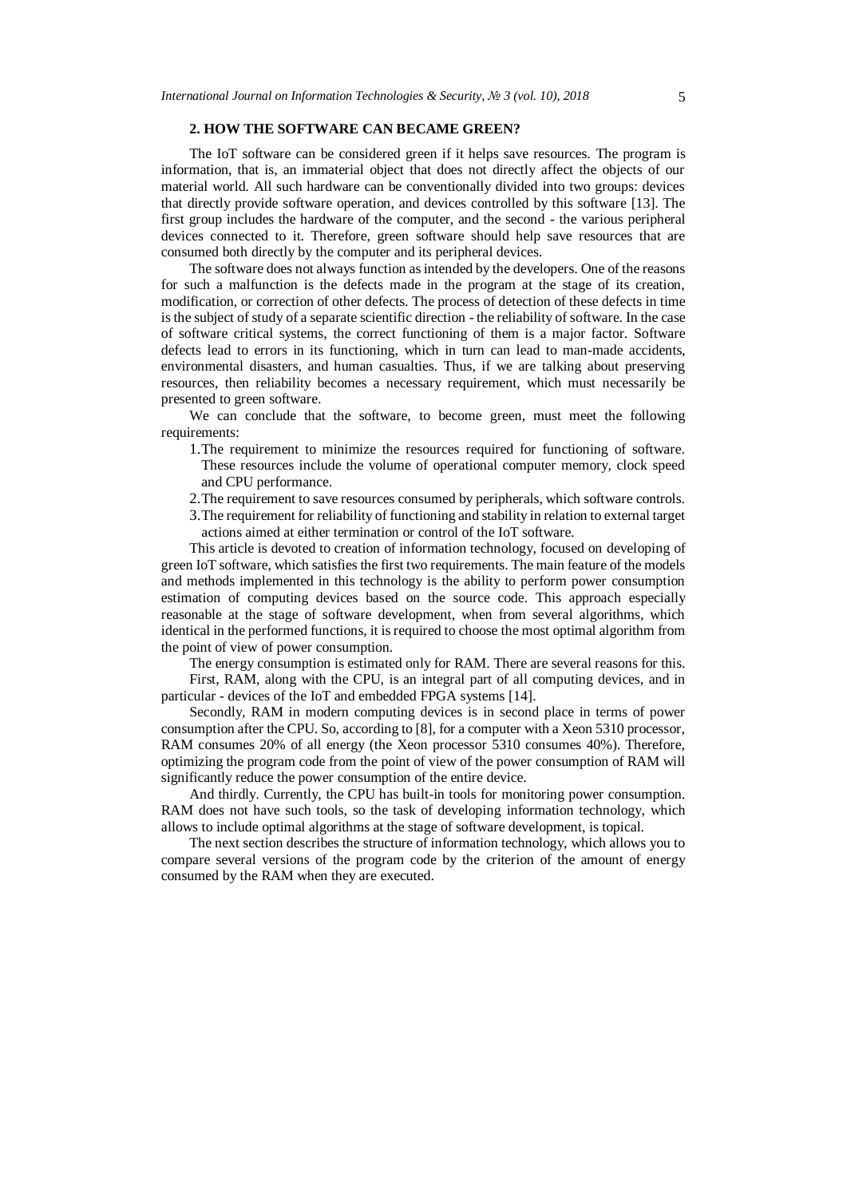## 2. HOW THE SOFTWARE CAN BECAME GREEN?

The IoT software can be considered green if it helps save resources. The program is information, that is, an immaterial object that does not directly affect the objects of our material world. All such hardware can be conventionally divided into two groups: devices that directly provide software operation, and devices controlled by this software [13]. The first group includes the hardware of the computer, and the second - the various peripheral devices connected to it. Therefore, green software should help save resources that are consumed both directly by the computer and its peripheral devices.

The software does not always function as intended by the developers. One of the reasons for such a malfunction is the defects made in the program at the stage of its creation, modification, or correction of other defects. The process of detection of these defects in time is the subject of study of a separate scientific direction - the reliability of software. In the case of software critical systems, the correct functioning of them is a major factor. Software defects lead to errors in its functioning, which in turn can lead to man-made accidents, environmental disasters, and human casualties. Thus, if we are talking about preserving resources, then reliability becomes a necessary requirement, which must necessarily be presented to green software.

We can conclude that the software, to become green, must meet the following requirements:

1. The requirement to minimize the resources required for functioning of software. These resources include the volume of operational computer memory, clock speed and CPU performance.
2. The requirement to save resources consumed by peripherals, which software controls.
3. The requirement for reliability of functioning and stability in relation to external target actions aimed at either termination or control of the IoT software.

This article is devoted to creation of information technology, focused on developing of green IoT software, which satisfies the first two requirements. The main feature of the models and methods implemented in this technology is the ability to perform power consumption estimation of computing devices based on the source code. This approach especially reasonable at the stage of software development, when from several algorithms, which identical in the performed functions, it is required to choose the most optimal algorithm from the point of view of power consumption.

The energy consumption is estimated only for RAM. There are several reasons for this.

First, RAM, along with the CPU, is an integral part of all computing devices, and in particular - devices of the IoT and embedded FPGA systems [14].

Secondly, RAM in modern computing devices is in second place in terms of power consumption after the CPU. So, according to [8], for a computer with a Xeon 5310 processor, RAM consumes 20% of all energy (the Xeon processor 5310 consumes 40%). Therefore, optimizing the program code from the point of view of the power consumption of RAM will significantly reduce the power consumption of the entire device.

And thirdly. Currently, the CPU has built-in tools for monitoring power consumption. RAM does not have such tools, so the task of developing information technology, which allows to include optimal algorithms at the stage of software development, is topical.

The next section describes the structure of information technology, which allows you to compare several versions of the program code by the criterion of the amount of energy consumed by the RAM when they are executed.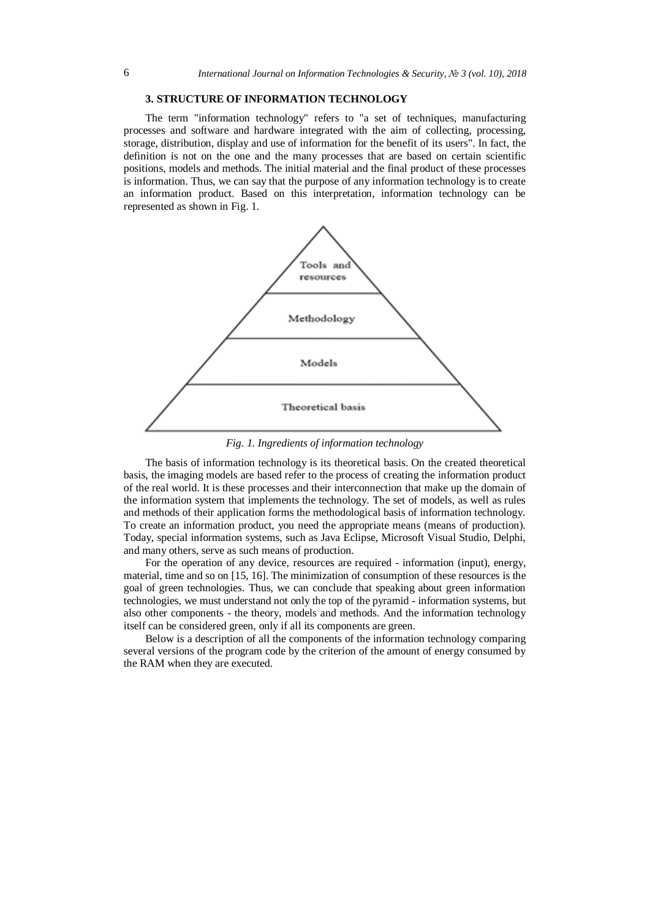### 3. STRUCTURE OF INFORMATION TECHNOLOGY

The term "information technology" refers to "a set of techniques, manufacturing processes and software and hardware integrated with the aim of collecting, processing, storage, distribution, display and use of information for the benefit of its users". In fact, the definition is not on the one and the many processes that are based on certain scientific positions, models and methods. The initial material and the final product of these processes is information. Thus, we can say that the purpose of any information technology is to create an information product. Based on this interpretation, information technology can be represented as shown in Fig. 1.

Tools and resources

Methodology

Models

Theoretical basis

*Fig. 1. Ingredients of information technology*

The basis of information technology is its theoretical basis. On the created theoretical basis, the imaging models are based refer to the process of creating the information product of the real world. It is these processes and their interconnection that make up the domain of the information system that implements the technology. The set of models, as well as rules and methods of their application forms the methodological basis of information technology. To create an information product, you need the appropriate means (means of production). Today, special information systems, such as Java Eclipse, Microsoft Visual Studio, Delphi, and many others, serve as such means of production.

For the operation of any device, resources are required - information (input), energy, material, time and so on [15, 16]. The minimization of consumption of these resources is the goal of green technologies. Thus, we can conclude that speaking about green information technologies, we must understand not only the top of the pyramid - information systems, but also other components - the theory, models and methods. And the information technology itself can be considered green, only if all its components are green.

Below is a description of all the components of the information technology comparing several versions of the program code by the criterion of the amount of energy consumed by the RAM when they are executed.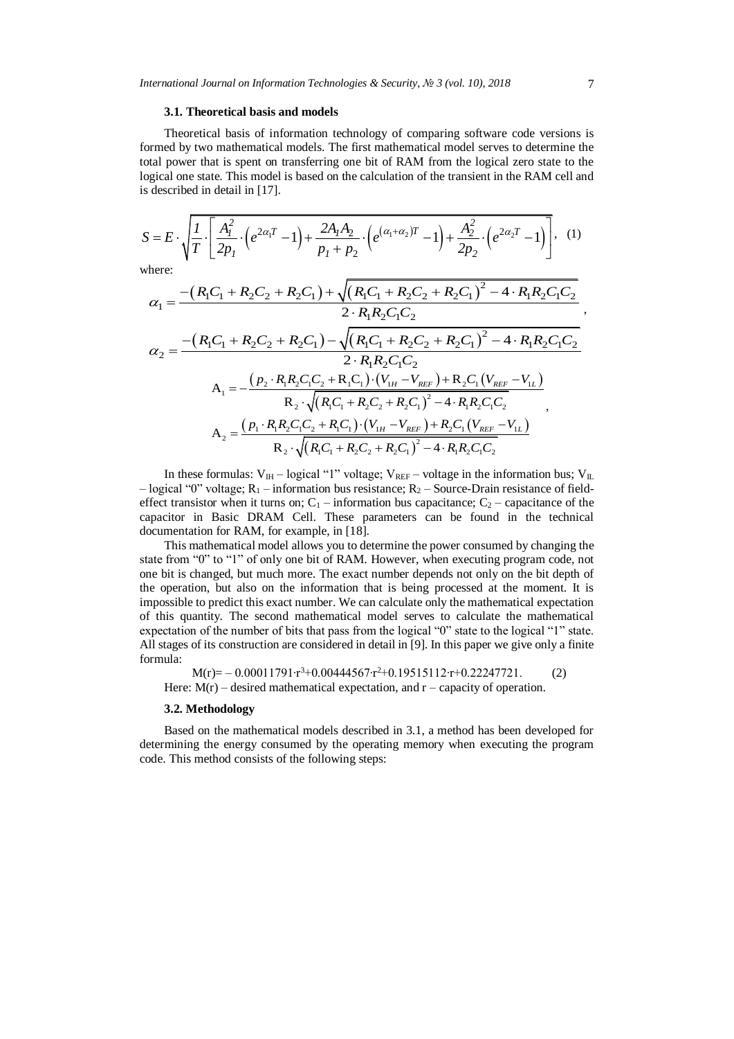### 3.1. Theoretical basis and models

Theoretical basis of information technology of comparing software code versions is formed by two mathematical models. The first mathematical model serves to determine the total power that is spent on transferring one bit of RAM from the logical zero state to the logical one state. This model is based on the calculation of the transient in the RAM cell and is described in detail in [17].

$$S = E \cdot \sqrt{\frac{1}{T} \cdot \left[ \frac{A_1^2}{2p_1} \cdot \left( e^{2\alpha_1 T} - 1 \right) + \frac{2A_1 A_2}{p_1 + p_2} \cdot \left( e^{(\alpha_1 + \alpha_2)T} - 1 \right) + \frac{A_2^2}{2p_2} \cdot \left( e^{2\alpha_2 T} - 1 \right) \right]}, \quad (1)$$

where:

$$\alpha_1 = \frac{-\left(R_1 C_1 + R_2 C_2 + R_2 C_1\right) + \sqrt{\left(R_1 C_1 + R_2 C_2 + R_2 C_1\right)^2 - 4 \cdot R_1 R_2 C_1 C_2}}{2 \cdot R_1 R_2 C_1 C_2},$$

$$\alpha_2 = \frac{-\left(R_1 C_1 + R_2 C_2 + R_2 C_1\right) - \sqrt{\left(R_1 C_1 + R_2 C_2 + R_2 C_1\right)^2 - 4 \cdot R_1 R_2 C_1 C_2}}{2 \cdot R_1 R_2 C_1 C_2}$$

$$A_1 = -\frac{\left(p_2 \cdot R_1 R_2 C_1 C_2 + R_1 C_1\right) \cdot \left(V_{1H} - V_{REF}\right) + R_2 C_1 \left(V_{REF} - V_{1L}\right)}{R_2 \cdot \sqrt{\left(R_1 C_1 + R_2 C_2 + R_2 C_1\right)^2 - 4 \cdot R_1 R_2 C_1 C_2}},$$

$$A_2 = \frac{\left(p_1 \cdot R_1 R_2 C_1 C_2 + R_1 C_1\right) \cdot \left(V_{1H} - V_{REF}\right) + R_2 C_1 \left(V_{REF} - V_{1L}\right)}{R_2 \cdot \sqrt{\left(R_1 C_1 + R_2 C_2 + R_2 C_1\right)^2 - 4 \cdot R_1 R_2 C_1 C_2}}$$

In these formulas: $V_{IH}$ – logical "1" voltage; $V_{REF}$ – voltage in the information bus; $V_{IL}$ – logical "0" voltage; $R_1$ – information bus resistance; $R_2$ – Source-Drain resistance of field-effect transistor when it turns on; $C_1$ – information bus capacitance; $C_2$ – capacitance of the capacitor in Basic DRAM Cell. These parameters can be found in the technical documentation for RAM, for example, in [18].

This mathematical model allows you to determine the power consumed by changing the state from "0" to "1" of only one bit of RAM. However, when executing program code, not one bit is changed, but much more. The exact number depends not only on the bit depth of the operation, but also on the information that is being processed at the moment. It is impossible to predict this exact number. We can calculate only the mathematical expectation of this quantity. The second mathematical model serves to calculate the mathematical expectation of the number of bits that pass from the logical "0" state to the logical "1" state. All stages of its construction are considered in detail in [9]. In this paper we give only a finite formula:

$$M(r) = -0.00011791 \cdot r^3 + 0.00444567 \cdot r^2 + 0.19515112 \cdot r + 0.22247721. \quad (2)$$

Here: $M(r)$ – desired mathematical expectation, and $r$ – capacity of operation.

### 3.2. Methodology

Based on the mathematical models described in 3.1, a method has been developed for determining the energy consumed by the operating memory when executing the program code. This method consists of the following steps: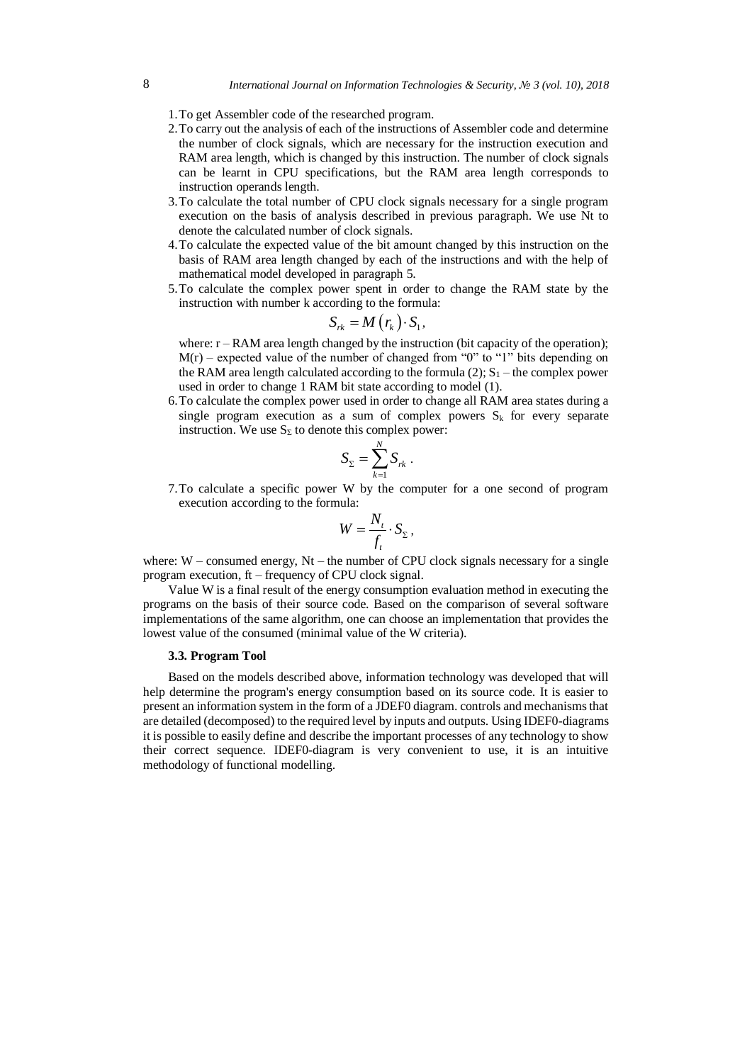1. To get Assembler code of the researched program.
2. To carry out the analysis of each of the instructions of Assembler code and determine the number of clock signals, which are necessary for the instruction execution and RAM area length, which is changed by this instruction. The number of clock signals can be learnt in CPU specifications, but the RAM area length corresponds to instruction operands length.
3. To calculate the total number of CPU clock signals necessary for a single program execution on the basis of analysis described in previous paragraph. We use Nt to denote the calculated number of clock signals.
4. To calculate the expected value of the bit amount changed by this instruction on the basis of RAM area length changed by each of the instructions and with the help of mathematical model developed in paragraph 5.
5. To calculate the complex power spent in order to change the RAM state by the instruction with number k according to the formula:

   $$S_{rk} = M\left(r_k\right) \cdot S_1,$$

   where: r – RAM area length changed by the instruction (bit capacity of the operation); M(r) – expected value of the number of changed from "0" to "1" bits depending on the RAM area length calculated according to the formula (2); $S_1$ – the complex power used in order to change 1 RAM bit state according to model (1).
6. To calculate the complex power used in order to change all RAM area states during a single program execution as a sum of complex powers $S_k$ for every separate instruction. We use $S_\Sigma$ to denote this complex power:

   $$S_\Sigma = \sum_{k=1}^{N} S_{rk} .$$

7. To calculate a specific power W by the computer for a one second of program execution according to the formula:

   $$W = \frac{N_t}{f_t} \cdot S_\Sigma ,$$

where: W – consumed energy, Nt – the number of CPU clock signals necessary for a single program execution, ft – frequency of CPU clock signal.

Value W is a final result of the energy consumption evaluation method in executing the programs on the basis of their source code. Based on the comparison of several software implementations of the same algorithm, one can choose an implementation that provides the lowest value of the consumed (minimal value of the W criteria).

### 3.3. Program Tool

Based on the models described above, information technology was developed that will help determine the program's energy consumption based on its source code. It is easier to present an information system in the form of a JDEF0 diagram. controls and mechanisms that are detailed (decomposed) to the required level by inputs and outputs. Using IDEF0-diagrams it is possible to easily define and describe the important processes of any technology to show their correct sequence. IDEF0-diagram is very convenient to use, it is an intuitive methodology of functional modelling.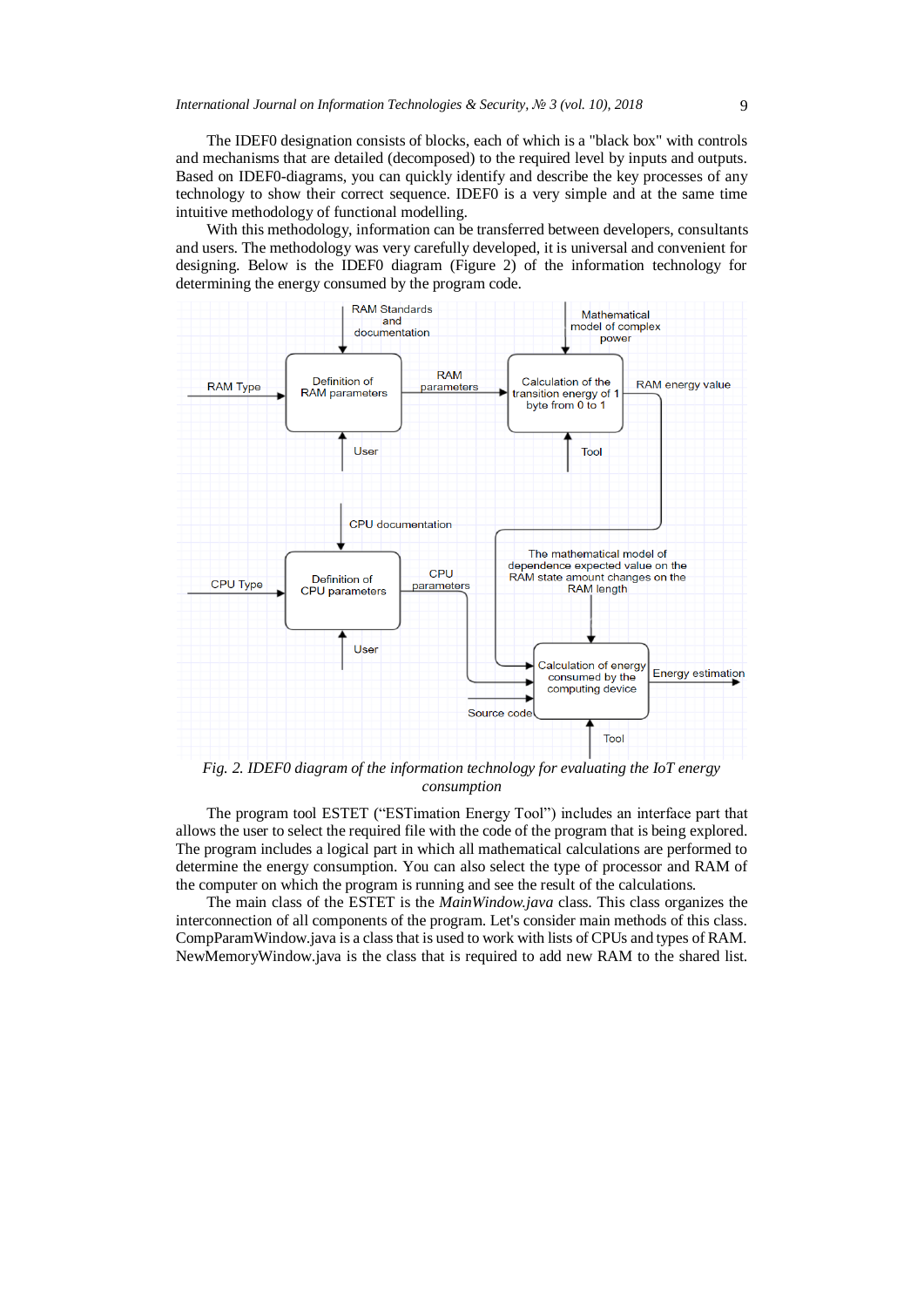The IDEF0 designation consists of blocks, each of which is a "black box" with controls and mechanisms that are detailed (decomposed) to the required level by inputs and outputs. Based on IDEF0-diagrams, you can quickly identify and describe the key processes of any technology to show their correct sequence. IDEF0 is a very simple and at the same time intuitive methodology of functional modelling.

With this methodology, information can be transferred between developers, consultants and users. The methodology was very carefully developed, it is universal and convenient for designing. Below is the IDEF0 diagram (Figure 2) of the information technology for determining the energy consumed by the program code.

*Fig. 2. IDEF0 diagram of the information technology for evaluating the IoT energy consumption*

The program tool ESTET ("ESTimation Energy Tool") includes an interface part that allows the user to select the required file with the code of the program that is being explored. The program includes a logical part in which all mathematical calculations are performed to determine the energy consumption. You can also select the type of processor and RAM of the computer on which the program is running and see the result of the calculations.

The main class of the ESTET is the *MainWindow.java* class. This class organizes the interconnection of all components of the program. Let's consider main methods of this class. CompParamWindow.java is a class that is used to work with lists of CPUs and types of RAM. NewMemoryWindow.java is the class that is required to add new RAM to the shared list.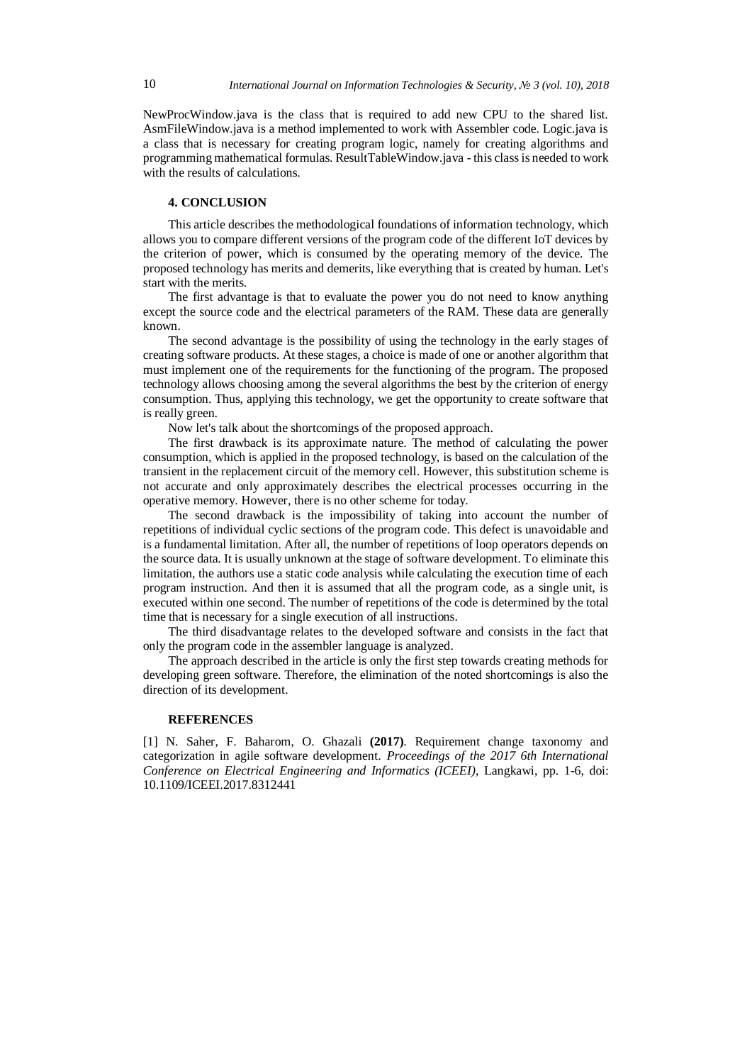NewProcWindow.java is the class that is required to add new CPU to the shared list. AsmFileWindow.java is a method implemented to work with Assembler code. Logic.java is a class that is necessary for creating program logic, namely for creating algorithms and programming mathematical formulas. ResultTableWindow.java - this class is needed to work with the results of calculations.

## 4. CONCLUSION

This article describes the methodological foundations of information technology, which allows you to compare different versions of the program code of the different IoT devices by the criterion of power, which is consumed by the operating memory of the device. The proposed technology has merits and demerits, like everything that is created by human. Let's start with the merits.

The first advantage is that to evaluate the power you do not need to know anything except the source code and the electrical parameters of the RAM. These data are generally known.

The second advantage is the possibility of using the technology in the early stages of creating software products. At these stages, a choice is made of one or another algorithm that must implement one of the requirements for the functioning of the program. The proposed technology allows choosing among the several algorithms the best by the criterion of energy consumption. Thus, applying this technology, we get the opportunity to create software that is really green.

Now let's talk about the shortcomings of the proposed approach.

The first drawback is its approximate nature. The method of calculating the power consumption, which is applied in the proposed technology, is based on the calculation of the transient in the replacement circuit of the memory cell. However, this substitution scheme is not accurate and only approximately describes the electrical processes occurring in the operative memory. However, there is no other scheme for today.

The second drawback is the impossibility of taking into account the number of repetitions of individual cyclic sections of the program code. This defect is unavoidable and is a fundamental limitation. After all, the number of repetitions of loop operators depends on the source data. It is usually unknown at the stage of software development. To eliminate this limitation, the authors use a static code analysis while calculating the execution time of each program instruction. And then it is assumed that all the program code, as a single unit, is executed within one second. The number of repetitions of the code is determined by the total time that is necessary for a single execution of all instructions.

The third disadvantage relates to the developed software and consists in the fact that only the program code in the assembler language is analyzed.

The approach described in the article is only the first step towards creating methods for developing green software. Therefore, the elimination of the noted shortcomings is also the direction of its development.

## REFERENCES

[1] N. Saher, F. Baharom, O. Ghazali **(2017)**. Requirement change taxonomy and categorization in agile software development. *Proceedings of the 2017 6th International Conference on Electrical Engineering and Informatics (ICEEI)*, Langkawi, pp. 1-6, doi: 10.1109/ICEEI.2017.8312441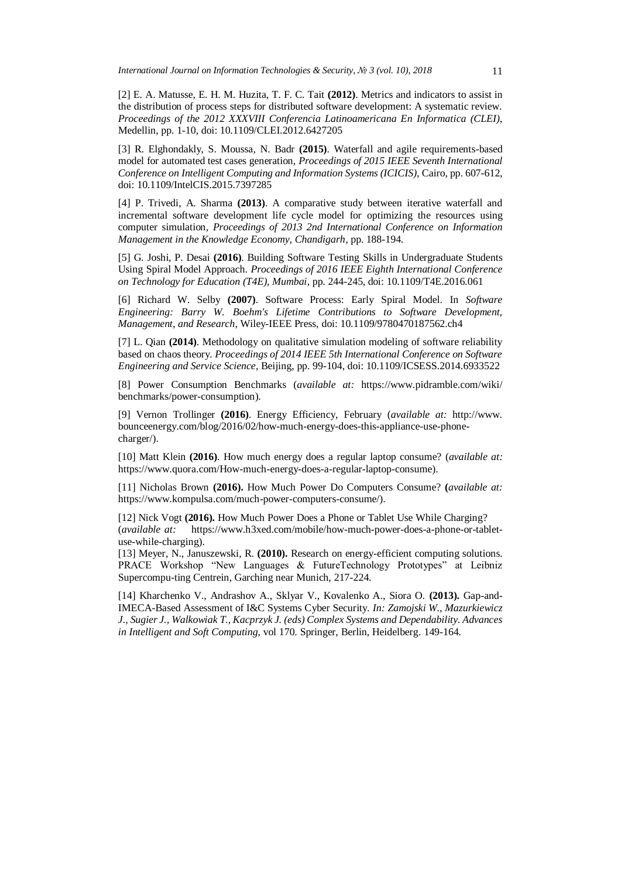[2] E. A. Matusse, E. H. M. Huzita, T. F. C. Tait **(2012)**. Metrics and indicators to assist in the distribution of process steps for distributed software development: A systematic review. *Proceedings of the 2012 XXXVIII Conferencia Latinoamericana En Informatica (CLEI)*, Medellin, pp. 1-10, doi: 10.1109/CLEI.2012.6427205

[3] R. Elghondakly, S. Moussa, N. Badr **(2015)**. Waterfall and agile requirements-based model for automated test cases generation, *Proceedings of 2015 IEEE Seventh International Conference on Intelligent Computing and Information Systems (ICICIS)*, Cairo, pp. 607-612, doi: 10.1109/IntelCIS.2015.7397285

[4] P. Trivedi, A. Sharma **(2013)**. A comparative study between iterative waterfall and incremental software development life cycle model for optimizing the resources using computer simulation, *Proceedings of 2013 2nd International Conference on Information Management in the Knowledge Economy, Chandigarh*, pp. 188-194.

[5] G. Joshi, P. Desai **(2016)**. Building Software Testing Skills in Undergraduate Students Using Spiral Model Approach. *Proceedings of 2016 IEEE Eighth International Conference on Technology for Education (T4E), Mumbai*, pp. 244-245, doi: 10.1109/T4E.2016.061

[6] Richard W. Selby **(2007)**. Software Process: Early Spiral Model. In *Software Engineering: Barry W. Boehm's Lifetime Contributions to Software Development, Management, and Research*, Wiley-IEEE Press, doi: 10.1109/9780470187562.ch4

[7] L. Qian **(2014)**. Methodology on qualitative simulation modeling of software reliability based on chaos theory. *Proceedings of 2014 IEEE 5th International Conference on Software Engineering and Service Science*, Beijing, pp. 99-104, doi: 10.1109/ICSESS.2014.6933522

[8] Power Consumption Benchmarks (*available at:* https://www.pidramble.com/wiki/benchmarks/power-consumption).

[9] Vernon Trollinger **(2016)**. Energy Efficiency, February (*available at:* http://www.bounceenergy.com/blog/2016/02/how-much-energy-does-this-appliance-use-phone-charger/).

[10] Matt Klein **(2016)**. How much energy does a regular laptop consume? (*available at:* https://www.quora.com/How-much-energy-does-a-regular-laptop-consume).

[11] Nicholas Brown **(2016).** How Much Power Do Computers Consume? **(***available at:* https://www.kompulsa.com/much-power-computers-consume/).

[12] Nick Vogt **(2016).** How Much Power Does a Phone or Tablet Use While Charging? (*available at:* https://www.h3xed.com/mobile/how-much-power-does-a-phone-or-tablet-use-while-charging).

[13] Meyer, N., Januszewski, R. **(2010).** Research on energy-efficient computing solutions. PRACE Workshop "New Languages & FutureTechnology Prototypes" at Leibniz Supercompu-ting Centrein, Garching near Munich, 217-224.

[14] Kharchenko V., Andrashov A., Sklyar V., Kovalenko A., Siora O. **(2013).** Gap-and-IMECA-Based Assessment of I&C Systems Cyber Security. *In: Zamojski W., Mazurkiewicz J., Sugier J., Walkowiak T., Kacprzyk J. (eds) Complex Systems and Dependability. Advances in Intelligent and Soft Computing,* vol 170. Springer, Berlin, Heidelberg. 149-164.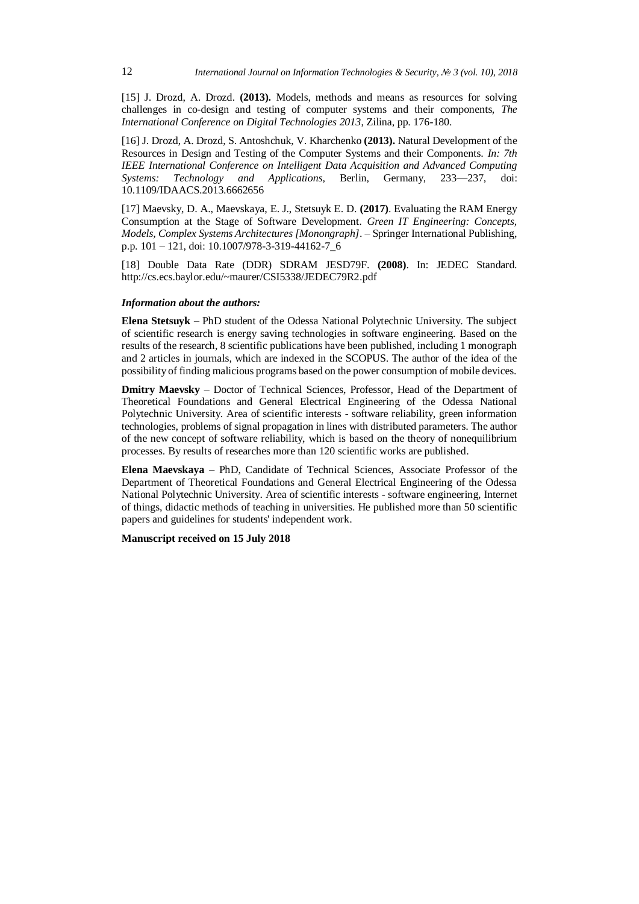[15] J. Drozd, A. Drozd. **(2013).** Models, methods and means as resources for solving challenges in co-design and testing of computer systems and their components, *The International Conference on Digital Technologies 2013*, Zilina, pp. 176-180.

[16] J. Drozd, A. Drozd, S. Antoshchuk, V. Kharchenko **(2013).** Natural Development of the Resources in Design and Testing of the Computer Systems and their Components. *In: 7th IEEE International Conference on Intelligent Data Acquisition and Advanced Computing Systems: Technology and Applications,* Berlin, Germany, 233—237, doi: 10.1109/IDAACS.2013.6662656

[17] Maevsky, D. A., Maevskaya, E. J., Stetsuyk E. D. **(2017)**. Evaluating the RAM Energy Consumption at the Stage of Software Development. *Green IT Engineering: Concepts, Models, Complex Systems Architectures [Monongraph]*. – Springer International Publishing, p.p. 101 – 121, doi: 10.1007/978-3-319-44162-7_6

[18] Double Data Rate (DDR) SDRAM JESD79F. **(2008)**. In: JEDEC Standard. http://cs.ecs.baylor.edu/~maurer/CSI5338/JEDEC79R2.pdf

***Information about the authors:***

**Elena Stetsuyk** – PhD student of the Odessa National Polytechnic University. The subject of scientific research is energy saving technologies in software engineering. Based on the results of the research, 8 scientific publications have been published, including 1 monograph and 2 articles in journals, which are indexed in the SCOPUS. The author of the idea of the possibility of finding malicious programs based on the power consumption of mobile devices.

**Dmitry Maevsky** – Doctor of Technical Sciences, Professor, Head of the Department of Theoretical Foundations and General Electrical Engineering of the Odessa National Polytechnic University. Area of scientific interests - software reliability, green information technologies, problems of signal propagation in lines with distributed parameters. The author of the new concept of software reliability, which is based on the theory of nonequilibrium processes. By results of researches more than 120 scientific works are published.

**Elena Maevskaya** – PhD, Candidate of Technical Sciences, Associate Professor of the Department of Theoretical Foundations and General Electrical Engineering of the Odessa National Polytechnic University. Area of scientific interests - software engineering, Internet of things, didactic methods of teaching in universities. He published more than 50 scientific papers and guidelines for students' independent work.

**Manuscript received on 15 July 2018**